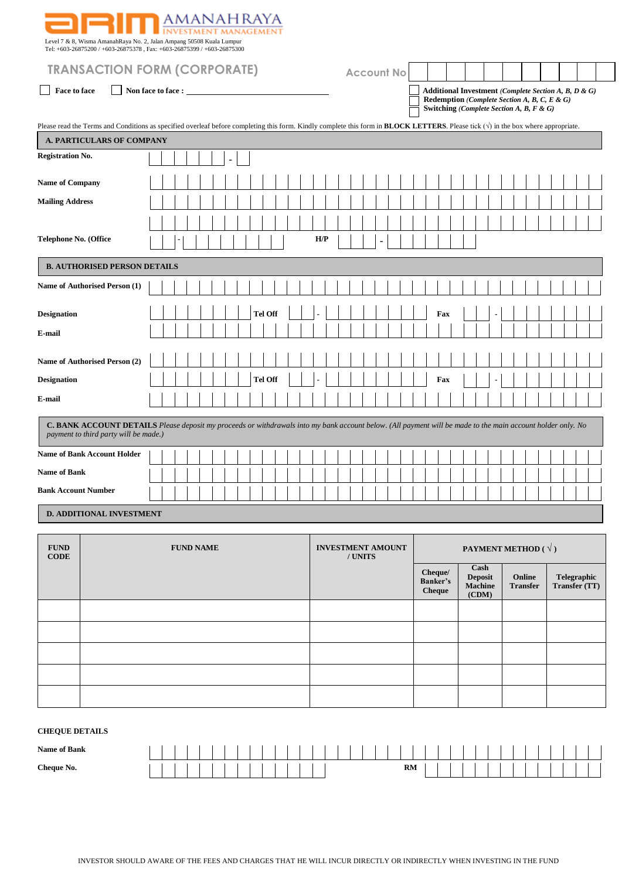AMANAHRAYA INVESTMENT MANAGEMENT

Level 7 & 8, Wisma AmanahRaya No. 2, Jalan Ampang 50508 Kuala Lumpur
Tel: +603-26875200 / +603-26875378 , Fax: +603-26875399 / +603-26875300

# TRANSACTION FORM (CORPORATE)

Account No

☐ Face to face ☐ Non face to face : ____________________

☐ **Additional Investment** *(Complete Section A, B, D & G)*
☐ **Redemption** *(Complete Section A, B, C, E & G)*
☐ **Switching** *(Complete Section A, B, F & G)*

Please read the Terms and Conditions as specified overleaf before completing this form. Kindly complete this form in **BLOCK LETTERS**. Please tick (√) in the box where appropriate.

## A. PARTICULARS OF COMPANY

**Registration No.** -

**Name of Company**

**Mailing Address**

**Telephone No. (Office** - **H/P** -

## B. AUTHORISED PERSON DETAILS

**Name of Authorised Person (1)**

**Designation** **Tel Off** - **Fax** -

**E-mail**

**Name of Authorised Person (2)**

**Designation** **Tel Off** - **Fax** -

**E-mail**

## C. BANK ACCOUNT DETAILS

*Please deposit my proceeds or withdrawals into my bank account below. (All payment will be made to the main account holder only. No payment to third party will be made.)*

**Name of Bank Account Holder**

**Name of Bank**

**Bank Account Number**

## D. ADDITIONAL INVESTMENT

| FUND CODE | FUND NAME | INVESTMENT AMOUNT / UNITS | PAYMENT METHOD ( √ ) | | | |
|---|---|---|---|---|---|---|
| | | | Cheque/ Banker's Cheque | Cash Deposit Machine (CDM) | Online Transfer | Telegraphic Transfer (TT) |
| | | | | | | |
| | | | | | | |
| | | | | | | |
| | | | | | | |
| | | | | | | |

**CHEQUE DETAILS**

**Name of Bank**

**Cheque No.** **RM**

INVESTOR SHOULD AWARE OF THE FEES AND CHARGES THAT HE WILL INCUR DIRECTLY OR INDIRECTLY WHEN INVESTING IN THE FUND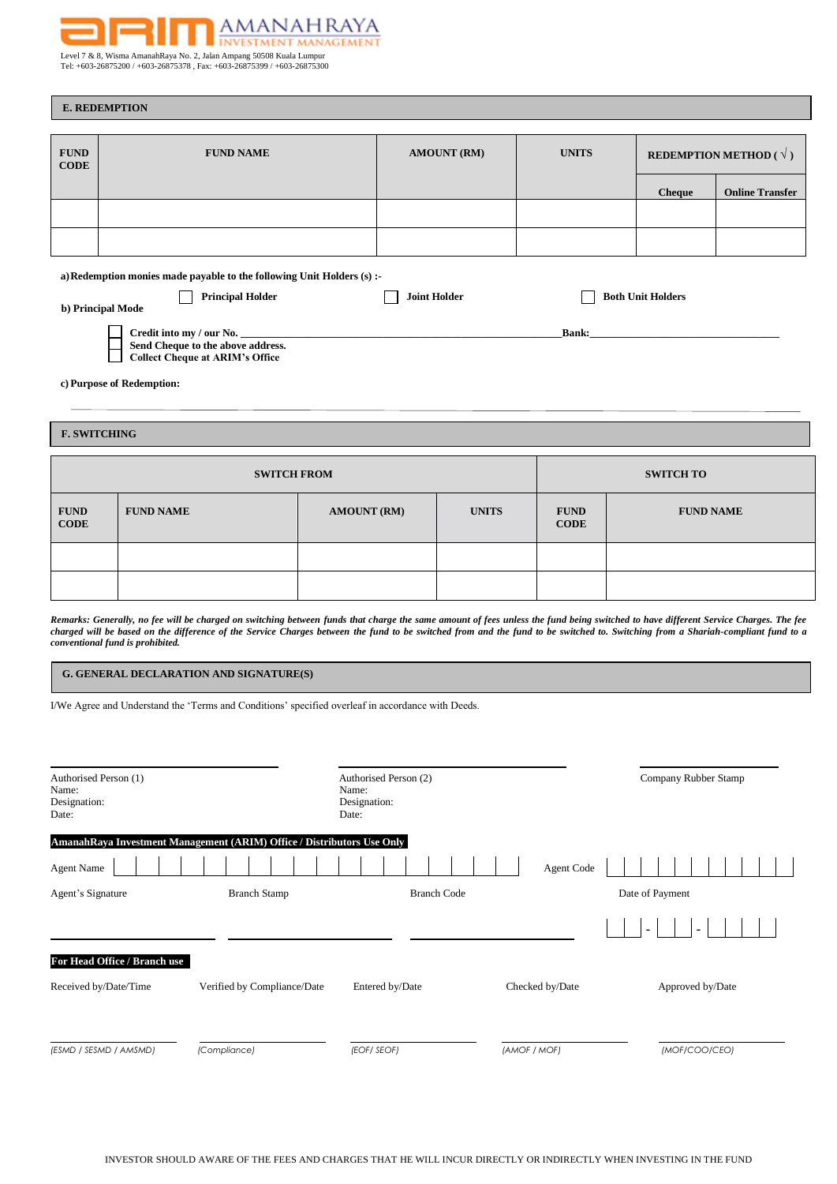AMANAHRAYA INVESTMENT MANAGEMENT

Level 7 & 8, Wisma AmanahRaya No. 2, Jalan Ampang 50508 Kuala Lumpur
Tel: +603-26875200 / +603-26875378 , Fax: +603-26875399 / +603-26875300

## E. REDEMPTION

| FUND CODE | FUND NAME | AMOUNT (RM) | UNITS | REDEMPTION METHOD ( √ ) | |
|---|---|---|---|---|---|
| | | | | Cheque | Online Transfer |
| | | | | | |
| | | | | | |

**a) Redemption monies made payable to the following Unit Holders (s) :-**

**b) Principal Mode**

☐ **Principal Holder** ☐ **Joint Holder** ☐ **Both Unit Holders**

☐ **Credit into my / our No.** ____________________ **Bank:** ____________________
☐ **Send Cheque to the above address.**
☐ **Collect Cheque at ARIM's Office**

**c) Purpose of Redemption:**

______________________________________________________________________

## F. SWITCHING

| SWITCH FROM | | | | SWITCH TO | |
|---|---|---|---|---|---|
| FUND CODE | FUND NAME | AMOUNT (RM) | UNITS | FUND CODE | FUND NAME |
| | | | | | |
| | | | | | |

***Remarks: Generally, no fee will be charged on switching between funds that charge the same amount of fees unless the fund being switched to have different Service Charges. The fee charged will be based on the difference of the Service Charges between the fund to be switched from and the fund to be switched to. Switching from a Shariah-compliant fund to a conventional fund is prohibited.***

## G. GENERAL DECLARATION AND SIGNATURE(S)

I/We Agree and Understand the 'Terms and Conditions' specified overleaf in accordance with Deeds.

| ____________________ | ____________________ | ____________________ |
|---|---|---|
| Authorised Person (1)<br>Name:<br>Designation:<br>Date: | Authorised Person (2)<br>Name:<br>Designation:<br>Date: | Company Rubber Stamp |

**AmanahRaya Investment Management (ARIM) Office / Distributors Use Only**

Agent Name ☐☐☐☐☐☐☐☐☐☐☐☐☐☐☐☐☐☐ Agent Code ☐☐☐☐☐☐☐☐☐☐☐

| Agent's Signature | Branch Stamp | Branch Code | Date of Payment |
|---|---|---|---|
| ____________________ | ____________________ | ____________________ | ☐☐ - ☐☐ - ☐☐☐☐ |

**For Head Office / Branch use**

| Received by/Date/Time | Verified by Compliance/Date | Entered by/Date | Checked by/Date | Approved by/Date |
|---|---|---|---|---|
| ____________________ | ____________________ | ____________________ | ____________________ | ____________________ |
| *(ESMD / SESMD / AMSMD)* | *(Compliance)* | *(EOF/ SEOF)* | *(AMOF / MOF)* | *(MOF/COO/CEO)* |

INVESTOR SHOULD AWARE OF THE FEES AND CHARGES THAT HE WILL INCUR DIRECTLY OR INDIRECTLY WHEN INVESTING IN THE FUND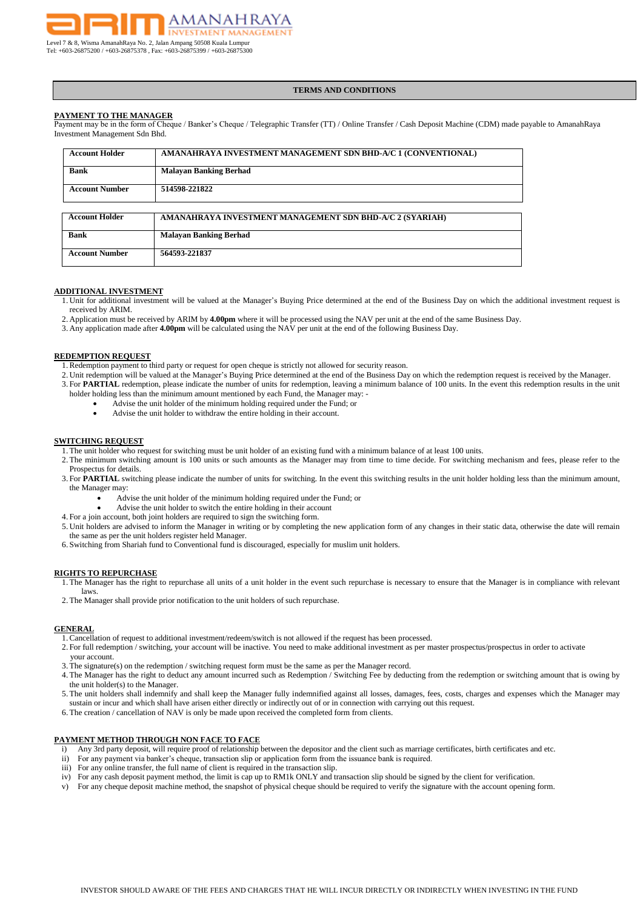AMANAHRAYA INVESTMENT MANAGEMENT

Level 7 & 8, Wisma AmanahRaya No. 2, Jalan Ampang 50508 Kuala Lumpur
Tel: +603-26875200 / +603-26875378 , Fax: +603-26875399 / +603-26875300

## TERMS AND CONDITIONS

### PAYMENT TO THE MANAGER

Payment may be in the form of Cheque / Banker's Cheque / Telegraphic Transfer (TT) / Online Transfer / Cash Deposit Machine (CDM) made payable to AmanahRaya Investment Management Sdn Bhd.

| | |
|---|---|
| **Account Holder** | **AMANAHRAYA INVESTMENT MANAGEMENT SDN BHD-A/C 1 (CONVENTIONAL)** |
| **Bank** | **Malayan Banking Berhad** |
| **Account Number** | **514598-221822** |

| | |
|---|---|
| **Account Holder** | **AMANAHRAYA INVESTMENT MANAGEMENT SDN BHD-A/C 2 (SYARIAH)** |
| **Bank** | **Malayan Banking Berhad** |
| **Account Number** | **564593-221837** |

### ADDITIONAL INVESTMENT

1. Unit for additional investment will be valued at the Manager's Buying Price determined at the end of the Business Day on which the additional investment request is received by ARIM.
2. Application must be received by ARIM by **4.00pm** where it will be processed using the NAV per unit at the end of the same Business Day.
3. Any application made after **4.00pm** will be calculated using the NAV per unit at the end of the following Business Day.

### REDEMPTION REQUEST

1. Redemption payment to third party or request for open cheque is strictly not allowed for security reason.
2. Unit redemption will be valued at the Manager's Buying Price determined at the end of the Business Day on which the redemption request is received by the Manager.
3. For **PARTIAL** redemption, please indicate the number of units for redemption, leaving a minimum balance of 100 units. In the event this redemption results in the unit holder holding less than the minimum amount mentioned by each Fund, the Manager may: -
   - Advise the unit holder of the minimum holding required under the Fund; or
   - Advise the unit holder to withdraw the entire holding in their account.

### SWITCHING REQUEST

1. The unit holder who request for switching must be unit holder of an existing fund with a minimum balance of at least 100 units.
2. The minimum switching amount is 100 units or such amounts as the Manager may from time to time decide. For switching mechanism and fees, please refer to the Prospectus for details.
3. For **PARTIAL** switching please indicate the number of units for switching. In the event this switching results in the unit holder holding less than the minimum amount, the Manager may:
   - Advise the unit holder of the minimum holding required under the Fund; or
   - Advise the unit holder to switch the entire holding in their account
4. For a join account, both joint holders are required to sign the switching form.
5. Unit holders are advised to inform the Manager in writing or by completing the new application form of any changes in their static data, otherwise the date will remain the same as per the unit holders register held Manager.
6. Switching from Shariah fund to Conventional fund is discouraged, especially for muslim unit holders.

### RIGHTS TO REPURCHASE

1. The Manager has the right to repurchase all units of a unit holder in the event such repurchase is necessary to ensure that the Manager is in compliance with relevant laws.
2. The Manager shall provide prior notification to the unit holders of such repurchase.

### GENERAL

1. Cancellation of request to additional investment/redeem/switch is not allowed if the request has been processed.
2. For full redemption / switching, your account will be inactive. You need to make additional investment as per master prospectus/prospectus in order to activate your account.
3. The signature(s) on the redemption / switching request form must be the same as per the Manager record.
4. The Manager has the right to deduct any amount incurred such as Redemption / Switching Fee by deducting from the redemption or switching amount that is owing by the unit holder(s) to the Manager.
5. The unit holders shall indemnify and shall keep the Manager fully indemnified against all losses, damages, fees, costs, charges and expenses which the Manager may sustain or incur and which shall have arisen either directly or indirectly out of or in connection with carrying out this request.
6. The creation / cancellation of NAV is only be made upon received the completed form from clients.

### PAYMENT METHOD THROUGH NON FACE TO FACE

i) Any 3rd party deposit, will require proof of relationship between the depositor and the client such as marriage certificates, birth certificates and etc.
ii) For any payment via banker's cheque, transaction slip or application form from the issuance bank is required.
iii) For any online transfer, the full name of client is required in the transaction slip.
iv) For any cash deposit payment method, the limit is cap up to RM1k ONLY and transaction slip should be signed by the client for verification.
v) For any cheque deposit machine method, the snapshot of physical cheque should be required to verify the signature with the account opening form.

INVESTOR SHOULD AWARE OF THE FEES AND CHARGES THAT HE WILL INCUR DIRECTLY OR INDIRECTLY WHEN INVESTING IN THE FUND